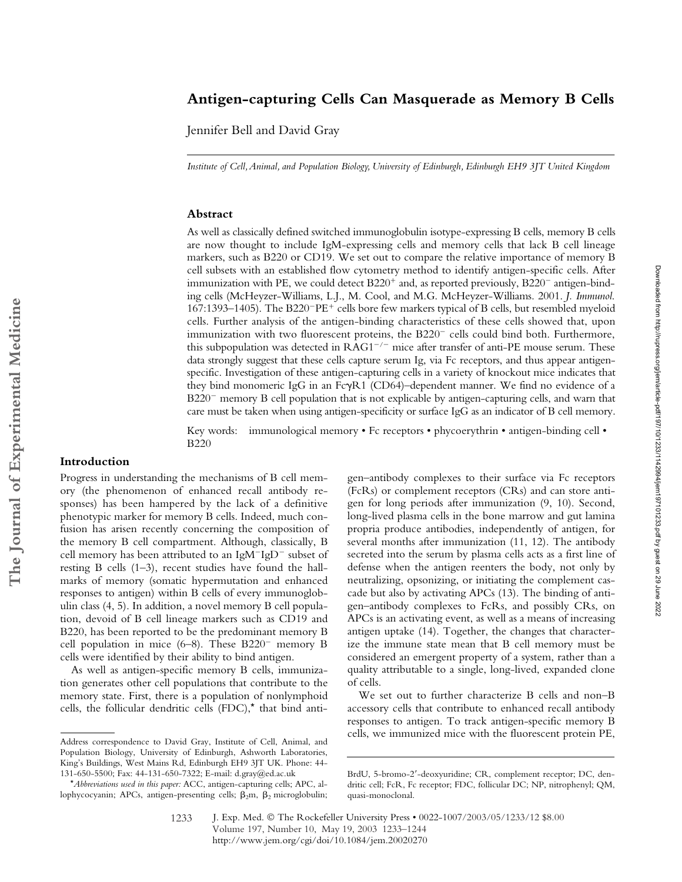# Antigen-capturing Cells Can Masquerade as Memory B Cells

Jennifer Bell and David Gray

*Institute of Cell, Animal, and Population Biology, University of Edinburgh, Edinburgh EH9 3JT United Kingdom*

## Abstract

As well as classically defined switched immunoglobulin isotype-expressing B cells, memory B cells are now thought to include IgM-expressing cells and memory cells that lack B cell lineage markers, such as B220 or CD19. We set out to compare the relative importance of memory B cell subsets with an established flow cytometry method to identify antigen-specific cells. After immunization with PE, we could detect B220$^+$ and, as reported previously, B220$^-$ antigen-binding cells (McHeyzer-Williams, L.J., M. Cool, and M.G. McHeyzer-Williams. 2001. *J. Immunol.* 167:1393–1405). The B220$^-$PE$^+$ cells bore few markers typical of B cells, but resembled myeloid cells. Further analysis of the antigen-binding characteristics of these cells showed that, upon immunization with two fluorescent proteins, the B220$^-$ cells could bind both. Furthermore, this subpopulation was detected in RAG1$^{-/-}$ mice after transfer of anti-PE mouse serum. These data strongly suggest that these cells capture serum Ig, via Fc receptors, and thus appear antigen-specific. Investigation of these antigen-capturing cells in a variety of knockout mice indicates that they bind monomeric IgG in an FcγR1 (CD64)–dependent manner. We find no evidence of a B220$^-$ memory B cell population that is not explicable by antigen-capturing cells, and warn that care must be taken when using antigen-specificity or surface IgG as an indicator of B cell memory.

Key words: immunological memory • Fc receptors • phycoerythrin • antigen-binding cell • B220

## Introduction

Progress in understanding the mechanisms of B cell memory (the phenomenon of enhanced recall antibody responses) has been hampered by the lack of a definitive phenotypic marker for memory B cells. Indeed, much confusion has arisen recently concerning the composition of the memory B cell compartment. Although, classically, B cell memory has been attributed to an IgM$^-$IgD$^-$ subset of resting B cells (1–3), recent studies have found the hallmarks of memory (somatic hypermutation and enhanced responses to antigen) within B cells of every immunoglobulin class (4, 5). In addition, a novel memory B cell population, devoid of B cell lineage markers such as CD19 and B220, has been reported to be the predominant memory B cell population in mice (6–8). These B220$^-$ memory B cells were identified by their ability to bind antigen.

As well as antigen-specific memory B cells, immunization generates other cell populations that contribute to the memory state. First, there is a population of nonlymphoid cells, the follicular dendritic cells (FDC),* that bind antigen–antibody complexes to their surface via Fc receptors (FcRs) or complement receptors (CRs) and can store antigen for long periods after immunization (9, 10). Second, long-lived plasma cells in the bone marrow and gut lamina propria produce antibodies, independently of antigen, for several months after immunization (11, 12). The antibody secreted into the serum by plasma cells acts as a first line of defense when the antigen reenters the body, not only by neutralizing, opsonizing, or initiating the complement cascade but also by activating APCs (13). The binding of antigen–antibody complexes to FcRs, and possibly CRs, on APCs is an activating event, as well as a means of increasing antigen uptake (14). Together, the changes that characterize the immune state mean that B cell memory must be considered an emergent property of a system, rather than a quality attributable to a single, long-lived, expanded clone of cells.

We set out to further characterize B cells and non–B accessory cells that contribute to enhanced recall antibody responses to antigen. To track antigen-specific memory B cells, we immunized mice with the fluorescent protein PE,

Address correspondence to David Gray, Institute of Cell, Animal, and Population Biology, University of Edinburgh, Ashworth Laboratories, King's Buildings, West Mains Rd, Edinburgh EH9 3JT UK. Phone: 44-131-650-5500; Fax: 44-131-650-7322; E-mail: d.gray@ed.ac.uk

*Abbreviations used in this paper:* ACC, antigen-capturing cells; APC, allophycocyanin; APCs, antigen-presenting cells; $\beta_2$m, $\beta_2$ microglobulin; BrdU, 5-bromo-2′-deoxyuridine; CR, complement receptor; DC, dendritic cell; FcR, Fc receptor; FDC, follicular DC; NP, nitrophenyl; QM, quasi-monoclonal.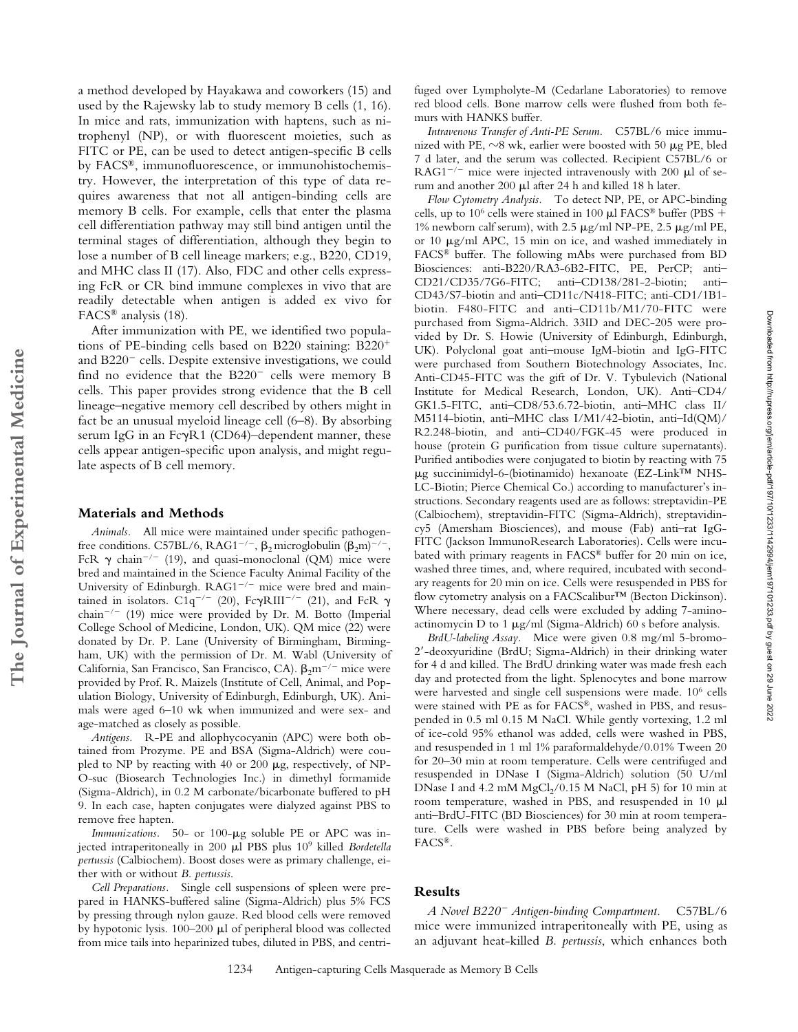a method developed by Hayakawa and coworkers (15) and used by the Rajewsky lab to study memory B cells (1, 16). In mice and rats, immunization with haptens, such as nitrophenyl (NP), or with fluorescent moieties, such as FITC or PE, can be used to detect antigen-specific B cells by FACS®, immunofluorescence, or immunohistochemistry. However, the interpretation of this type of data requires awareness that not all antigen-binding cells are memory B cells. For example, cells that enter the plasma cell differentiation pathway may still bind antigen until the terminal stages of differentiation, although they begin to lose a number of B cell lineage markers; e.g., B220, CD19, and MHC class II (17). Also, FDC and other cells expressing FcR or CR bind immune complexes in vivo that are readily detectable when antigen is added ex vivo for FACS® analysis (18).

After immunization with PE, we identified two populations of PE-binding cells based on B220 staining: B220$^+$ and B220$^-$ cells. Despite extensive investigations, we could find no evidence that the B220$^-$ cells were memory B cells. This paper provides strong evidence that the B cell lineage–negative memory cell described by others might in fact be an unusual myeloid lineage cell (6–8). By absorbing serum IgG in an FcγR1 (CD64)–dependent manner, these cells appear antigen-specific upon analysis, and might regulate aspects of B cell memory.

## Materials and Methods

*Animals.* All mice were maintained under specific pathogen-free conditions. C57BL/6, RAG1$^{-/-}$, $\beta_2$ microglobulin ($\beta_2$m)$^{-/-}$, FcR γ chain$^{-/-}$ (19), and quasi-monoclonal (QM) mice were bred and maintained in the Science Faculty Animal Facility of the University of Edinburgh. RAG1$^{-/-}$ mice were bred and maintained in isolators. C1q$^{-/-}$ (20), FcγRIII$^{-/-}$ (21), and FcR γ chain$^{-/-}$ (19) mice were provided by Dr. M. Botto (Imperial College School of Medicine, London, UK). QM mice (22) were donated by Dr. P. Lane (University of Birmingham, Birmingham, UK) with the permission of Dr. M. Wabl (University of California, San Francisco, San Francisco, CA). $\beta_2$m$^{-/-}$ mice were provided by Prof. R. Maizels (Institute of Cell, Animal, and Population Biology, University of Edinburgh, Edinburgh, UK). Animals were aged 6–10 wk when immunized and were sex- and age-matched as closely as possible.

*Antigens.* R-PE and allophycocyanin (APC) were both obtained from Prozyme. PE and BSA (Sigma-Aldrich) were coupled to NP by reacting with 40 or 200 μg, respectively, of NP-O-suc (Biosearch Technologies Inc.) in dimethyl formamide (Sigma-Aldrich), in 0.2 M carbonate/bicarbonate buffered to pH 9. In each case, hapten conjugates were dialyzed against PBS to remove free hapten.

*Immunizations.* 50- or 100-μg soluble PE or APC was injected intraperitoneally in 200 μl PBS plus $10^9$ killed *Bordetella pertussis* (Calbiochem). Boost doses were as primary challenge, either with or without *B. pertussis*.

*Cell Preparations.* Single cell suspensions of spleen were prepared in HANKS-buffered saline (Sigma-Aldrich) plus 5% FCS by pressing through nylon gauze. Red blood cells were removed by hypotonic lysis. 100–200 μl of peripheral blood was collected from mice tails into heparinized tubes, diluted in PBS, and centrifuged over Lympholyte-M (Cedarlane Laboratories) to remove red blood cells. Bone marrow cells were flushed from both femurs with HANKS buffer.

*Intravenous Transfer of Anti-PE Serum.* C57BL/6 mice immunized with PE, ~8 wk, earlier were boosted with 50 μg PE, bled 7 d later, and the serum was collected. Recipient C57BL/6 or RAG1$^{-/-}$ mice were injected intravenously with 200 μl of serum and another 200 μl after 24 h and killed 18 h later.

*Flow Cytometry Analysis.* To detect NP, PE, or APC-binding cells, up to $10^6$ cells were stained in 100 μl FACS® buffer (PBS + 1% newborn calf serum), with 2.5 μg/ml NP-PE, 2.5 μg/ml PE, or 10 μg/ml APC, 15 min on ice, and washed immediately in FACS® buffer. The following mAbs were purchased from BD Biosciences: anti-B220/RA3-6B2-FITC, PE, PerCP; anti–CD21/CD35/7G6-FITC; anti–CD138/281-2-biotin; anti–CD43/S7-biotin and anti–CD11c/N418-FITC; anti-CD1/1B1-biotin. F480-FITC and anti–CD11b/M1/70-FITC were purchased from Sigma-Aldrich. 33ID and DEC-205 were provided by Dr. S. Howie (University of Edinburgh, Edinburgh, UK). Polyclonal goat anti–mouse IgM-biotin and IgG-FITC were purchased from Southern Biotechnology Associates, Inc. Anti-CD45-FITC was the gift of Dr. V. Tybulevich (National Institute for Medical Research, London, UK). Anti–CD4/GK1.5-FITC, anti–CD8/53.6.72-biotin, anti–MHC class II/M5114-biotin, anti–MHC class I/M1/42-biotin, anti–Id(QM)/R2.248-biotin, and anti–CD40/FGK-45 were produced in house (protein G purification from tissue culture supernatants). Purified antibodies were conjugated to biotin by reacting with 75 μg succinimidyl-6-(biotinamido) hexanoate (EZ-Link™ NHS-LC-Biotin; Pierce Chemical Co.) according to manufacturer's instructions. Secondary reagents used are as follows: streptavidin-PE (Calbiochem), streptavidin-FITC (Sigma-Aldrich), streptavidin-cy5 (Amersham Biosciences), and mouse (Fab) anti–rat IgG-FITC (Jackson ImmunoResearch Laboratories). Cells were incubated with primary reagents in FACS® buffer for 20 min on ice, washed three times, and, where required, incubated with secondary reagents for 20 min on ice. Cells were resuspended in PBS for flow cytometry analysis on a FACScalibur™ (Becton Dickinson). Where necessary, dead cells were excluded by adding 7-amino-actinomycin D to 1 μg/ml (Sigma-Aldrich) 60 s before analysis.

*BrdU-labeling Assay.* Mice were given 0.8 mg/ml 5-bromo-2′-deoxyuridine (BrdU; Sigma-Aldrich) in their drinking water for 4 d and killed. The BrdU drinking water was made fresh each day and protected from the light. Splenocytes and bone marrow were harvested and single cell suspensions were made. $10^6$ cells were stained with PE as for FACS®, washed in PBS, and resuspended in 0.5 ml 0.15 M NaCl. While gently vortexing, 1.2 ml of ice-cold 95% ethanol was added, cells were washed in PBS, and resuspended in 1 ml 1% paraformaldehyde/0.01% Tween 20 for 20–30 min at room temperature. Cells were centrifuged and resuspended in DNase I (Sigma-Aldrich) solution (50 U/ml DNase I and 4.2 mM $MgCl_2$/0.15 M NaCl, pH 5) for 10 min at room temperature, washed in PBS, and resuspended in 10 μl anti–BrdU-FITC (BD Biosciences) for 30 min at room temperature. Cells were washed in PBS before being analyzed by FACS®.

## Results

*A Novel B220$^-$ Antigen-binding Compartment.* C57BL/6 mice were immunized intraperitoneally with PE, using as an adjuvant heat-killed *B. pertussis*, which enhances both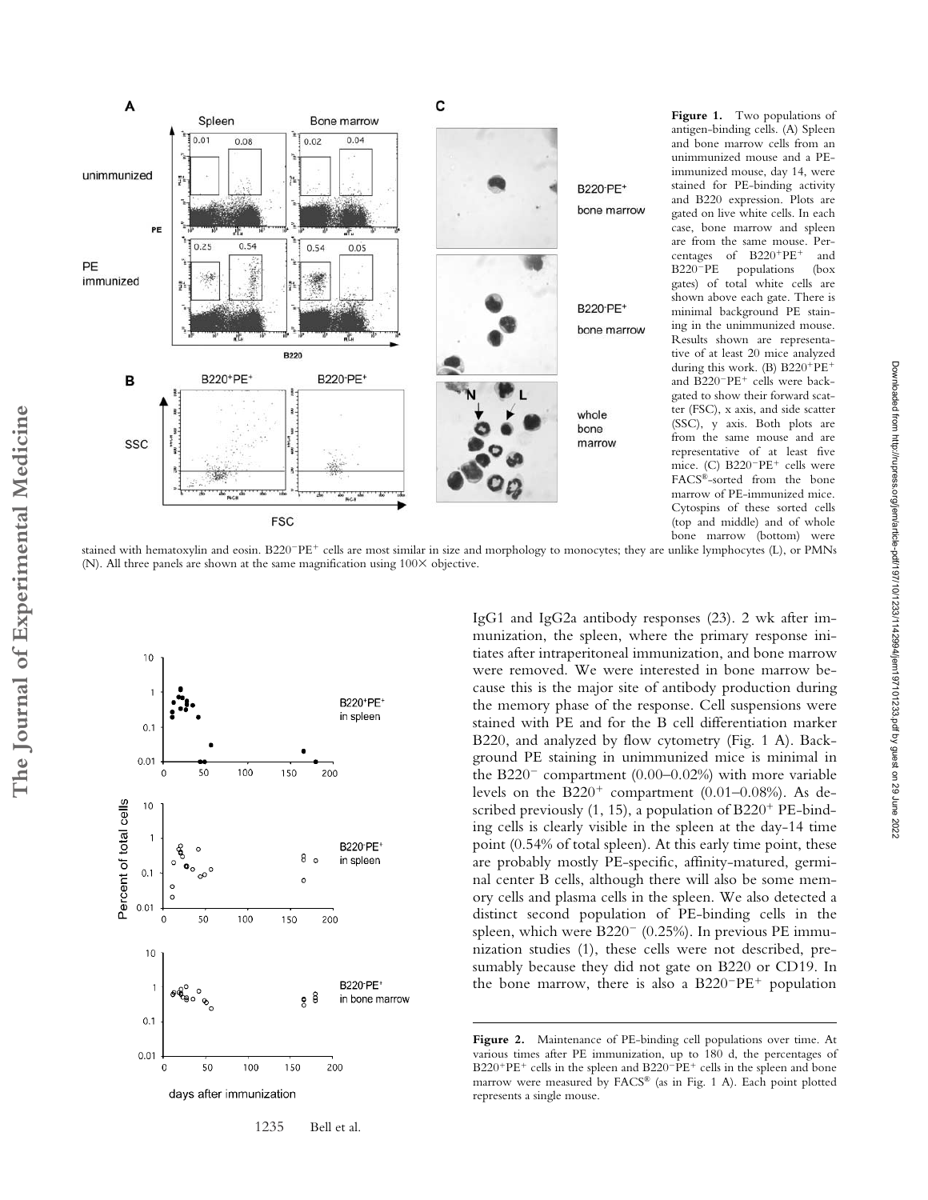**Figure 1.** Two populations of antigen-binding cells. (A) Spleen and bone marrow cells from an unimmunized mouse and a PE-immunized mouse, day 14, were stained for PE-binding activity and B220 expression. Plots are gated on live white cells. In each case, bone marrow and spleen are from the same mouse. Percentages of B220$^+$PE$^+$ and B220$^-$PE populations (box gates) of total white cells are shown above each gate. There is minimal background PE staining in the unimmunized mouse. Results shown are representative of at least 20 mice analyzed during this work. (B) B220$^+$PE$^+$ and B220$^-$PE$^+$ cells were backgated to show their forward scatter (FSC), x axis, and side scatter (SSC), y axis. Both plots are from the same mouse and are representative of at least five mice. (C) B220$^-$PE$^+$ cells were FACS®-sorted from the bone marrow of PE-immunized mice. Cytospins of these sorted cells (top and middle) and of whole bone marrow (bottom) were stained with hematoxylin and eosin. B220$^-$PE$^+$ cells are most similar in size and morphology to monocytes; they are unlike lymphocytes (L), or PMNs (N). All three panels are shown at the same magnification using 100× objective.

IgG1 and IgG2a antibody responses (23). 2 wk after immunization, the spleen, where the primary response initiates after intraperitoneal immunization, and bone marrow were removed. We were interested in bone marrow because this is the major site of antibody production during the memory phase of the response. Cell suspensions were stained with PE and for the B cell differentiation marker B220, and analyzed by flow cytometry (Fig. 1 A). Background PE staining in unimmunized mice is minimal in the B220$^-$ compartment (0.00–0.02%) with more variable levels on the B220$^+$ compartment (0.01–0.08%). As described previously (1, 15), a population of B220$^+$ PE-binding cells is clearly visible in the spleen at the day-14 time point (0.54% of total spleen). At this early time point, these are probably mostly PE-specific, affinity-matured, germinal center B cells, although there will also be some memory cells and plasma cells in the spleen. We also detected a distinct second population of PE-binding cells in the spleen, which were B220$^-$ (0.25%). In previous PE immunization studies (1), these cells were not described, presumably because they did not gate on B220 or CD19. In the bone marrow, there is also a B220$^-$PE$^+$ population

**Figure 2.** Maintenance of PE-binding cell populations over time. At various times after PE immunization, up to 180 d, the percentages of B220$^+$PE$^+$ cells in the spleen and B220$^-$PE$^+$ cells in the spleen and bone marrow were measured by FACS® (as in Fig. 1 A). Each point plotted represents a single mouse.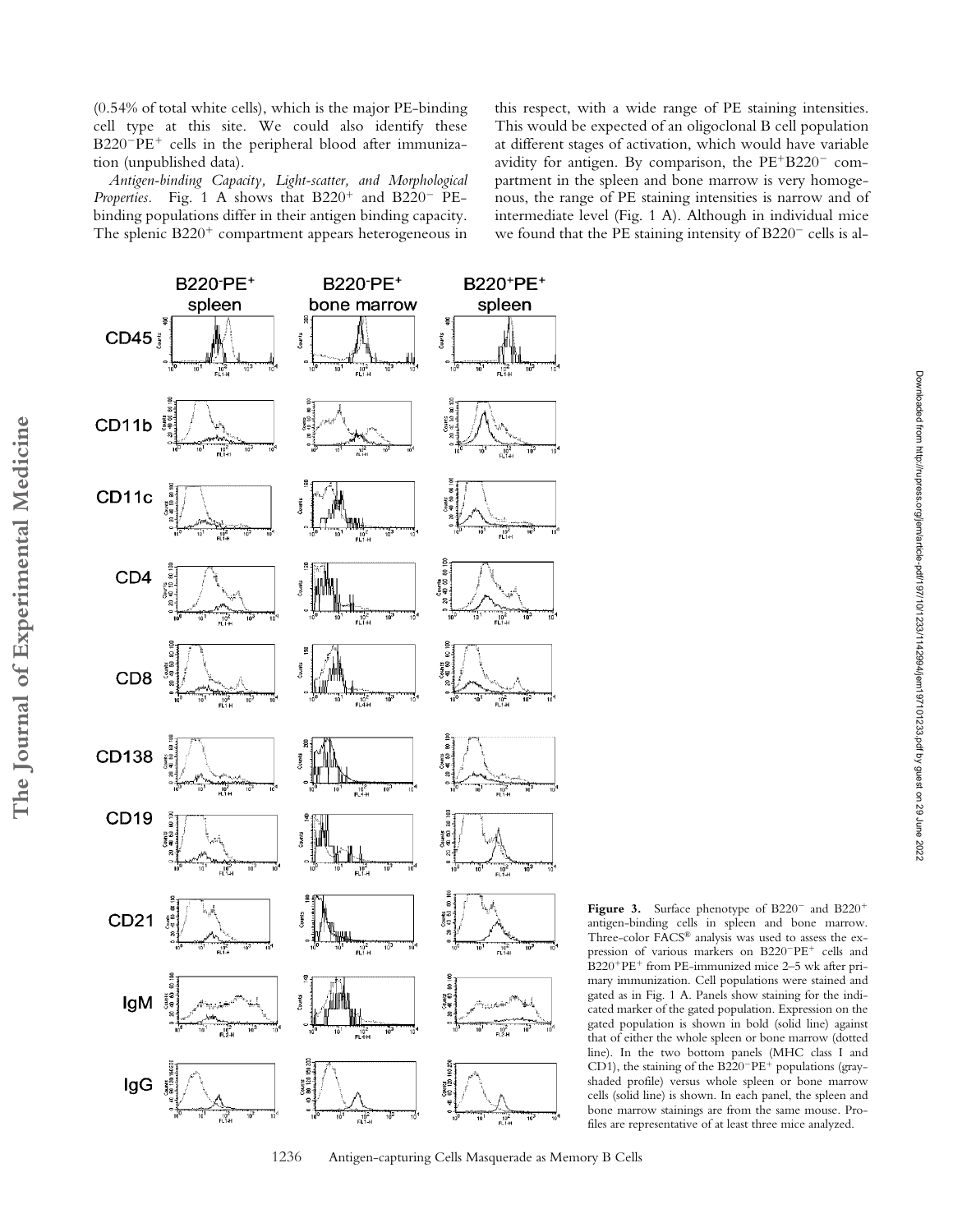(0.54% of total white cells), which is the major PE-binding cell type at this site. We could also identify these B220$^-$PE$^+$ cells in the peripheral blood after immunization (unpublished data).

*Antigen-binding Capacity, Light-scatter, and Morphological Properties.* Fig. 1 A shows that B220$^+$ and B220$^-$ PE-binding populations differ in their antigen binding capacity. The splenic B220$^+$ compartment appears heterogeneous in this respect, with a wide range of PE staining intensities. This would be expected of an oligoclonal B cell population at different stages of activation, which would have variable avidity for antigen. By comparison, the PE$^+$B220$^-$ compartment in the spleen and bone marrow is very homogenous, the range of PE staining intensities is narrow and of intermediate level (Fig. 1 A). Although in individual mice we found that the PE staining intensity of B220$^-$ cells is al-

**Figure 3.** Surface phenotype of B220$^-$ and B220$^+$ antigen-binding cells in spleen and bone marrow. Three-color FACS® analysis was used to assess the expression of various markers on B220$^-$PE$^+$ cells and B220$^+$PE$^+$ from PE-immunized mice 2–5 wk after primary immunization. Cell populations were stained and gated as in Fig. 1 A. Panels show staining for the indicated marker of the gated population. Expression on the gated population is shown in bold (solid line) against that of either the whole spleen or bone marrow (dotted line). In the two bottom panels (MHC class I and CD1), the staining of the B220$^-$PE$^+$ populations (gray-shaded profile) versus whole spleen or bone marrow cells (solid line) is shown. In each panel, the spleen and bone marrow stainings are from the same mouse. Profiles are representative of at least three mice analyzed.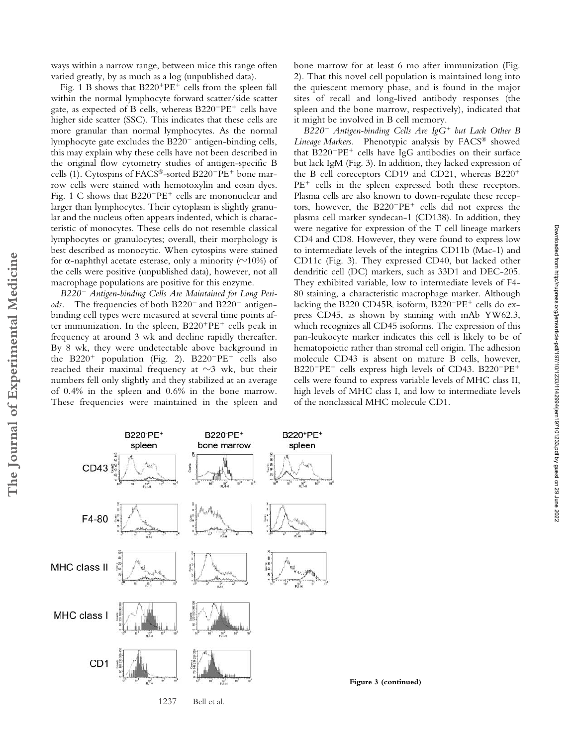ways within a narrow range, between mice this range often varied greatly, by as much as a log (unpublished data).

Fig. 1 B shows that B220$^+$PE$^+$ cells from the spleen fall within the normal lymphocyte forward scatter/side scatter gate, as expected of B cells, whereas B220$^-$PE$^+$ cells have higher side scatter (SSC). This indicates that these cells are more granular than normal lymphocytes. As the normal lymphocyte gate excludes the B220$^-$ antigen-binding cells, this may explain why these cells have not been described in the original flow cytometry studies of antigen-specific B cells (1). Cytospins of FACS®-sorted B220$^-$PE$^+$ bone marrow cells were stained with hemotoxylin and eosin dyes. Fig. 1 C shows that B220$^-$PE$^+$ cells are mononuclear and larger than lymphocytes. Their cytoplasm is slightly granular and the nucleus often appears indented, which is characteristic of monocytes. These cells do not resemble classical lymphocytes or granulocytes; overall, their morphology is best described as monocytic. When cytospins were stained for α-naphthyl acetate esterase, only a minority (~10%) of the cells were positive (unpublished data), however, not all macrophage populations are positive for this enzyme.

*B220$^-$ Antigen-binding Cells Are Maintained for Long Periods.* The frequencies of both B220$^-$ and B220$^+$ antigen-binding cell types were measured at several time points after immunization. In the spleen, B220$^+$PE$^+$ cells peak in frequency at around 3 wk and decline rapidly thereafter. By 8 wk, they were undetectable above background in the B220$^+$ population (Fig. 2). B220$^-$PE$^+$ cells also reached their maximal frequency at ~3 wk, but their numbers fell only slightly and they stabilized at an average of 0.4% in the spleen and 0.6% in the bone marrow. These frequencies were maintained in the spleen and bone marrow for at least 6 mo after immunization (Fig. 2). That this novel cell population is maintained long into the quiescent memory phase, and is found in the major sites of recall and long-lived antibody responses (the spleen and the bone marrow, respectively), indicated that it might be involved in B cell memory.

*B220$^-$ Antigen-binding Cells Are IgG$^+$ but Lack Other B Lineage Markers.* Phenotypic analysis by FACS® showed that B220$^-$PE$^+$ cells have IgG antibodies on their surface but lack IgM (Fig. 3). In addition, they lacked expression of the B cell coreceptors CD19 and CD21, whereas B220$^+$PE$^+$ cells in the spleen expressed both these receptors. Plasma cells are also known to down-regulate these receptors, however, the B220$^-$PE$^+$ cells did not express the plasma cell marker syndecan-1 (CD138). In addition, they were negative for expression of the T cell lineage markers CD4 and CD8. However, they were found to express low to intermediate levels of the integrins CD11b (Mac-1) and CD11c (Fig. 3). They expressed CD40, but lacked other dendritic cell (DC) markers, such as 33D1 and DEC-205. They exhibited variable, low to intermediate levels of F4-80 staining, a characteristic macrophage marker. Although lacking the B220 CD45R isoform, B220$^-$PE$^+$ cells do express CD45, as shown by staining with mAb YW62.3, which recognizes all CD45 isoforms. The expression of this pan-leukocyte marker indicates this cell is likely to be of hematopoietic rather than stromal cell origin. The adhesion molecule CD43 is absent on mature B cells, however, B220$^-$PE$^+$ cells express high levels of CD43. B220$^-$PE$^+$ cells were found to express variable levels of MHC class II, high levels of MHC class I, and low to intermediate levels of the nonclassical MHC molecule CD1.

**Figure 3 (continued)**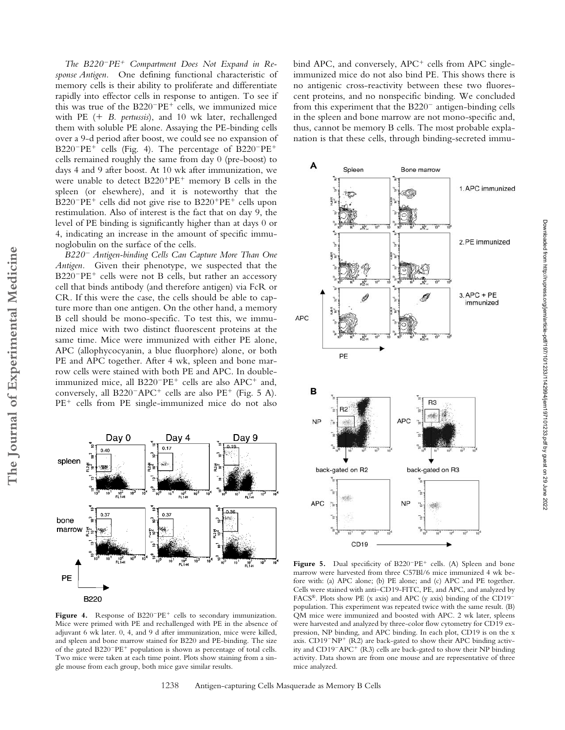*The $B220^-PE^+$ Compartment Does Not Expand in Response Antigen.* One defining functional characteristic of memory cells is their ability to proliferate and differentiate rapidly into effector cells in response to antigen. To see if this was true of the $B220^-PE^+$ cells, we immunized mice with PE (+ *B. pertussis*), and 10 wk later, rechallenged them with soluble PE alone. Assaying the PE-binding cells over a 9-d period after boost, we could see no expansion of $B220^-PE^+$ cells (Fig. 4). The percentage of $B220^-PE^+$ cells remained roughly the same from day 0 (pre-boost) to days 4 and 9 after boost. At 10 wk after immunization, we were unable to detect $B220^+PE^+$ memory B cells in the spleen (or elsewhere), and it is noteworthy that the $B220^-PE^+$ cells did not give rise to $B220^+PE^+$ cells upon restimulation. Also of interest is the fact that on day 9, the level of PE binding is significantly higher than at days 0 or 4, indicating an increase in the amount of specific immunoglobulin on the surface of the cells.

*$B220^-$ Antigen-binding Cells Can Capture More Than One Antigen.* Given their phenotype, we suspected that the $B220^-PE^+$ cells were not B cells, but rather an accessory cell that binds antibody (and therefore antigen) via FcR or CR. If this were the case, the cells should be able to capture more than one antigen. On the other hand, a memory B cell should be mono-specific. To test this, we immunized mice with two distinct fluorescent proteins at the same time. Mice were immunized with either PE alone, APC (allophycocyanin, a blue fluorphore) alone, or both PE and APC together. After 4 wk, spleen and bone marrow cells were stained with both PE and APC. In double-immunized mice, all $B220^-PE^+$ cells are also $APC^+$ and, conversely, all $B220^-APC^+$ cells are also $PE^+$ (Fig. 5 A). $PE^+$ cells from PE single-immunized mice do not also bind APC, and conversely, $APC^+$ cells from APC single-immunized mice do not also bind PE. This shows there is no antigenic cross-reactivity between these two fluorescent proteins, and no nonspecific binding. We concluded from this experiment that the $B220^-$ antigen-binding cells in the spleen and bone marrow are not mono-specific and, thus, cannot be memory B cells. The most probable explanation is that these cells, through binding-secreted immu-

**Figure 4.** Response of $B220^-PE^+$ cells to secondary immunization. Mice were primed with PE and rechallenged with PE in the absence of adjuvant 6 wk later. 0, 4, and 9 d after immunization, mice were killed, and spleen and bone marrow stained for B220 and PE-binding. The size of the gated $B220^-PE^+$ population is shown as percentage of total cells. Two mice were taken at each time point. Plots show staining from a single mouse from each group, both mice gave similar results.

**Figure 5.** Dual specificity of $B220^-PE^+$ cells. (A) Spleen and bone marrow were harvested from three C57Bl/6 mice immunized 4 wk before with: (a) APC alone; (b) PE alone; and (c) APC and PE together. Cells were stained with anti–CD19-FITC, PE, and APC, and analyzed by FACS®. Plots show PE (x axis) and APC (y axis) binding of the $CD19^-$ population. This experiment was repeated twice with the same result. (B) QM mice were immunized and boosted with APC. 2 wk later, spleens were harvested and analyzed by three-color flow cytometry for CD19 expression, NP binding, and APC binding. In each plot, CD19 is on the x axis. $CD19^-NP^+$ (R2) are back-gated to show their APC binding activity and $CD19^-APC^+$ (R3) cells are back-gated to show their NP binding activity. Data shown are from one mouse and are representative of three mice analyzed.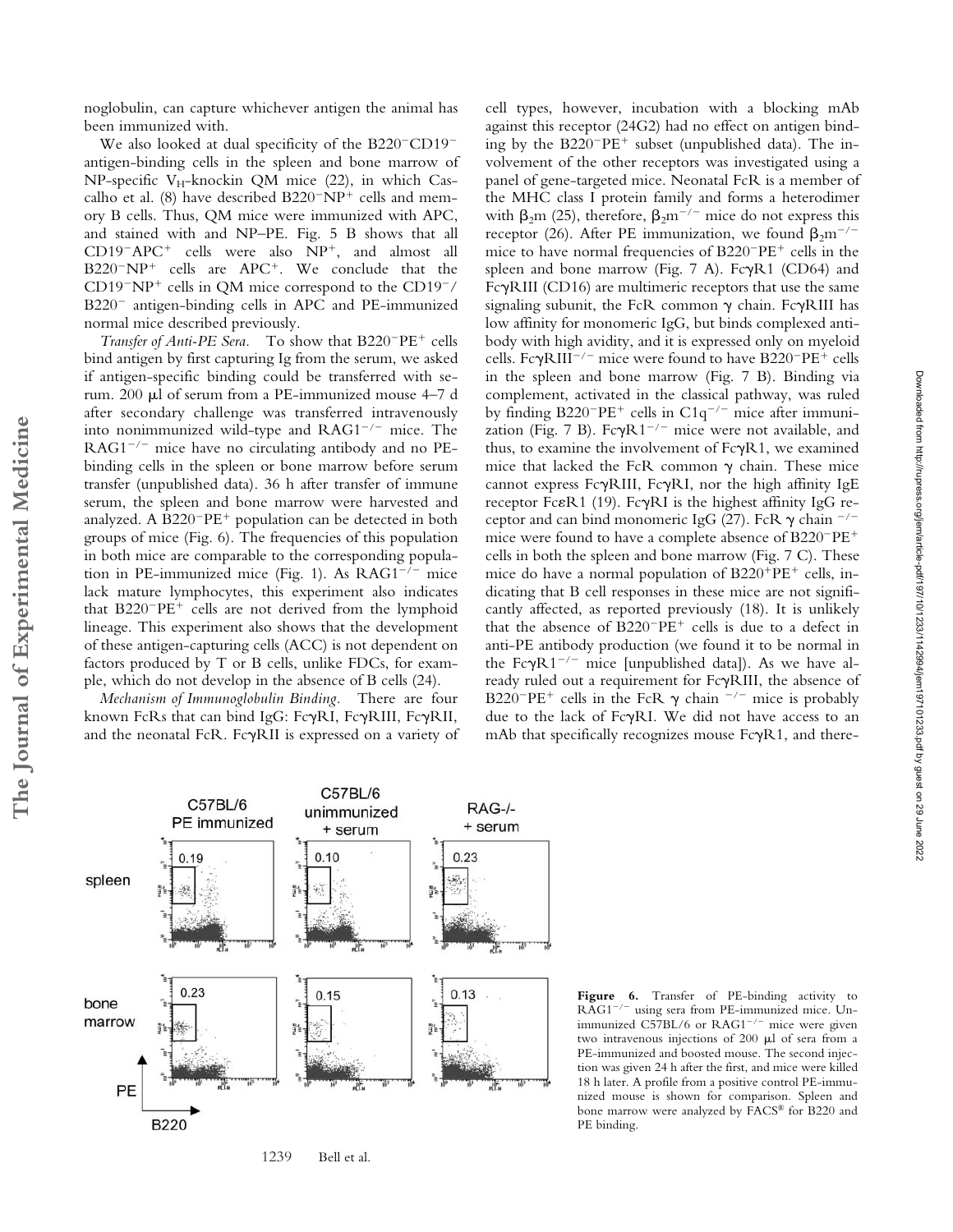noglobulin, can capture whichever antigen the animal has been immunized with.

We also looked at dual specificity of the B220$^-$CD19$^-$ antigen-binding cells in the spleen and bone marrow of NP-specific V$_H$-knockin QM mice (22), in which Cascalho et al. (8) have described B220$^-$NP$^+$ cells and memory B cells. Thus, QM mice were immunized with APC, and stained with and NP–PE. Fig. 5 B shows that all CD19$^-$APC$^+$ cells were also NP$^+$, and almost all B220$^-$NP$^+$ cells are APC$^+$. We conclude that the CD19$^-$NP$^+$ cells in QM mice correspond to the CD19$^-$/B220$^-$ antigen-binding cells in APC and PE-immunized normal mice described previously.

*Transfer of Anti-PE Sera.* To show that B220$^-$PE$^+$ cells bind antigen by first capturing Ig from the serum, we asked if antigen-specific binding could be transferred with serum. 200 μl of serum from a PE-immunized mouse 4–7 d after secondary challenge was transferred intravenously into nonimmunized wild-type and RAG1$^{-/-}$ mice. The RAG1$^{-/-}$ mice have no circulating antibody and no PE-binding cells in the spleen or bone marrow before serum transfer (unpublished data). 36 h after transfer of immune serum, the spleen and bone marrow were harvested and analyzed. A B220$^-$PE$^+$ population can be detected in both groups of mice (Fig. 6). The frequencies of this population in both mice are comparable to the corresponding population in PE-immunized mice (Fig. 1). As RAG1$^{-/-}$ mice lack mature lymphocytes, this experiment also indicates that B220$^-$PE$^+$ cells are not derived from the lymphoid lineage. This experiment also shows that the development of these antigen-capturing cells (ACC) is not dependent on factors produced by T or B cells, unlike FDCs, for example, which do not develop in the absence of B cells (24).

*Mechanism of Immunoglobulin Binding.* There are four known FcRs that can bind IgG: FcγRI, FcγRIII, FcγRII, and the neonatal FcR. FcγRII is expressed on a variety of cell types, however, incubation with a blocking mAb against this receptor (24G2) had no effect on antigen binding by the B220$^-$PE$^+$ subset (unpublished data). The involvement of the other receptors was investigated using a panel of gene-targeted mice. Neonatal FcR is a member of the MHC class I protein family and forms a heterodimer with β$_2$m (25), therefore, β$_2$m$^{-/-}$ mice do not express this receptor (26). After PE immunization, we found β$_2$m$^{-/-}$ mice to have normal frequencies of B220$^-$PE$^+$ cells in the spleen and bone marrow (Fig. 7 A). FcγR1 (CD64) and FcγRIII (CD16) are multimeric receptors that use the same signaling subunit, the FcR common γ chain. FcγRIII has low affinity for monomeric IgG, but binds complexed antibody with high avidity, and it is expressed only on myeloid cells. FcγRIII$^{-/-}$ mice were found to have B220$^-$PE$^+$ cells in the spleen and bone marrow (Fig. 7 B). Binding via complement, activated in the classical pathway, was ruled by finding B220$^-$PE$^+$ cells in C1q$^{-/-}$ mice after immunization (Fig. 7 B). FcγR1$^{-/-}$ mice were not available, and thus, to examine the involvement of FcγR1, we examined mice that lacked the FcR common γ chain. These mice cannot express FcγRIII, FcγRI, nor the high affinity IgE receptor FcεR1 (19). FcγRI is the highest affinity IgG receptor and can bind monomeric IgG (27). FcR γ chain $^{-/-}$ mice were found to have a complete absence of B220$^-$PE$^+$ cells in both the spleen and bone marrow (Fig. 7 C). These mice do have a normal population of B220$^+$PE$^+$ cells, indicating that B cell responses in these mice are not significantly affected, as reported previously (18). It is unlikely that the absence of B220$^-$PE$^+$ cells is due to a defect in anti-PE antibody production (we found it to be normal in the FcγR1$^{-/-}$ mice [unpublished data]). As we have already ruled out a requirement for FcγRIII, the absence of B220$^-$PE$^+$ cells in the FcR γ chain $^{-/-}$ mice is probably due to the lack of FcγRI. We did not have access to an mAb that specifically recognizes mouse FcγR1, and there-

**Figure 6.** Transfer of PE-binding activity to RAG1$^{-/-}$ using sera from PE-immunized mice. Unimmunized C57BL/6 or RAG1$^{-/-}$ mice were given two intravenous injections of 200 μl of sera from a PE-immunized and boosted mouse. The second injection was given 24 h after the first, and mice were killed 18 h later. A profile from a positive control PE-immunized mouse is shown for comparison. Spleen and bone marrow were analyzed by FACS® for B220 and PE binding.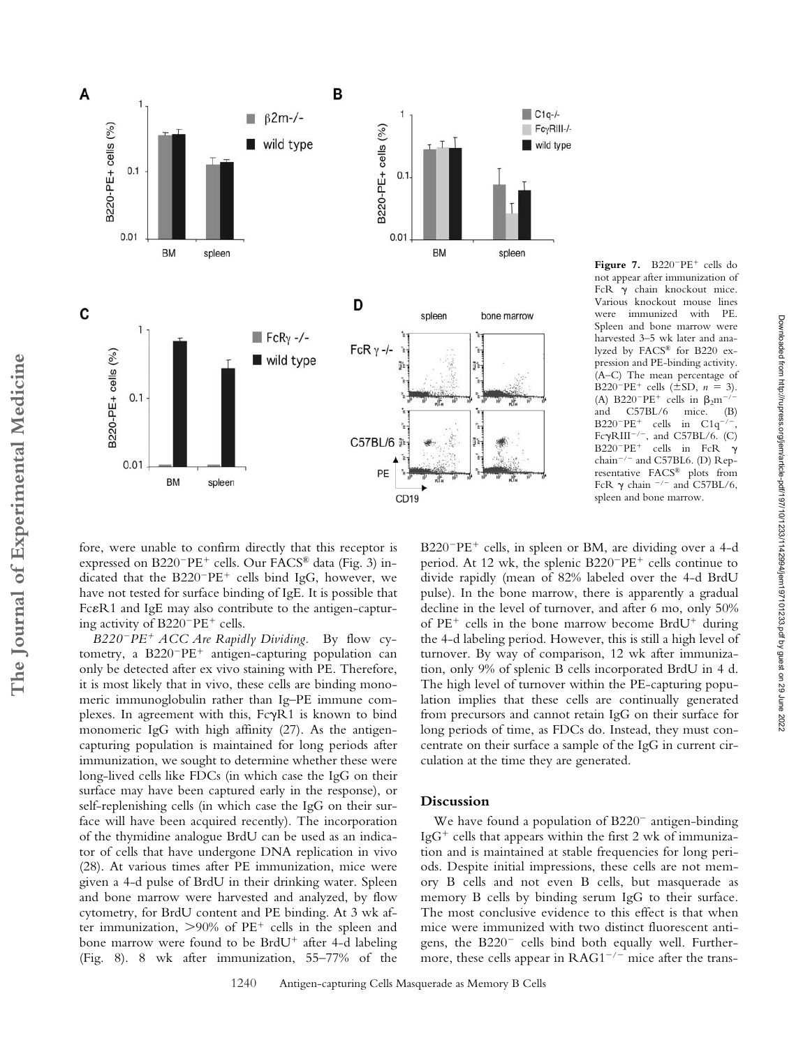**Figure 7.** B220$^-$PE$^+$ cells do not appear after immunization of FcR $\gamma$ chain knockout mice. Various knockout mouse lines were immunized with PE. Spleen and bone marrow were harvested 3–5 wk later and analyzed by FACS® for B220 expression and PE-binding activity. (A–C) The mean percentage of B220$^-$PE$^+$ cells (±SD, $n = 3$). (A) B220$^-$PE$^+$ cells in $\beta_2m^{-/-}$ and C57BL/6 mice. (B) B220$^-$PE$^+$ cells in C1q$^{-/-}$, Fc$\gamma$RIII$^{-/-}$, and C57BL/6. (C) B220$^-$PE$^+$ cells in FcR $\gamma$ chain$^{-/-}$ and C57BL6. (D) Representative FACS® plots from FcR $\gamma$ chain $^{-/-}$ and C57BL/6, spleen and bone marrow.

fore, were unable to confirm directly that this receptor is expressed on B220$^-$PE$^+$ cells. Our FACS® data (Fig. 3) indicated that the B220$^-$PE$^+$ cells bind IgG, however, we have not tested for surface binding of IgE. It is possible that Fc$\epsilon$R1 and IgE may also contribute to the antigen-capturing activity of B220$^-$PE$^+$ cells.

*B220$^-$PE$^+$ ACC Are Rapidly Dividing.* By flow cytometry, a B220$^-$PE$^+$ antigen-capturing population can only be detected after ex vivo staining with PE. Therefore, it is most likely that in vivo, these cells are binding monomeric immunoglobulin rather than Ig–PE immune complexes. In agreement with this, Fc$\gamma$R1 is known to bind monomeric IgG with high affinity (27). As the antigen-capturing population is maintained for long periods after immunization, we sought to determine whether these were long-lived cells like FDCs (in which case the IgG on their surface may have been captured early in the response), or self-replenishing cells (in which case the IgG on their surface will have been acquired recently). The incorporation of the thymidine analogue BrdU can be used as an indicator of cells that have undergone DNA replication in vivo (28). At various times after PE immunization, mice were given a 4-d pulse of BrdU in their drinking water. Spleen and bone marrow were harvested and analyzed, by flow cytometry, for BrdU content and PE binding. At 3 wk after immunization, >90% of PE$^+$ cells in the spleen and bone marrow were found to be BrdU$^+$ after 4-d labeling (Fig. 8). 8 wk after immunization, 55–77% of the B220$^-$PE$^+$ cells, in spleen or BM, are dividing over a 4-d period. At 12 wk, the splenic B220$^-$PE$^+$ cells continue to divide rapidly (mean of 82% labeled over the 4-d BrdU pulse). In the bone marrow, there is apparently a gradual decline in the level of turnover, and after 6 mo, only 50% of PE$^+$ cells in the bone marrow become BrdU$^+$ during the 4-d labeling period. However, this is still a high level of turnover. By way of comparison, 12 wk after immunization, only 9% of splenic B cells incorporated BrdU in 4 d. The high level of turnover within the PE-capturing population implies that these cells are continually generated from precursors and cannot retain IgG on their surface for long periods of time, as FDCs do. Instead, they must concentrate on their surface a sample of the IgG in current circulation at the time they are generated.

## Discussion

We have found a population of B220$^-$ antigen-binding IgG$^+$ cells that appears within the first 2 wk of immunization and is maintained at stable frequencies for long periods. Despite initial impressions, these cells are not memory B cells and not even B cells, but masquerade as memory B cells by binding serum IgG to their surface. The most conclusive evidence to this effect is that when mice were immunized with two distinct fluorescent antigens, the B220$^-$ cells bind both equally well. Furthermore, these cells appear in RAG1$^{-/-}$ mice after the trans-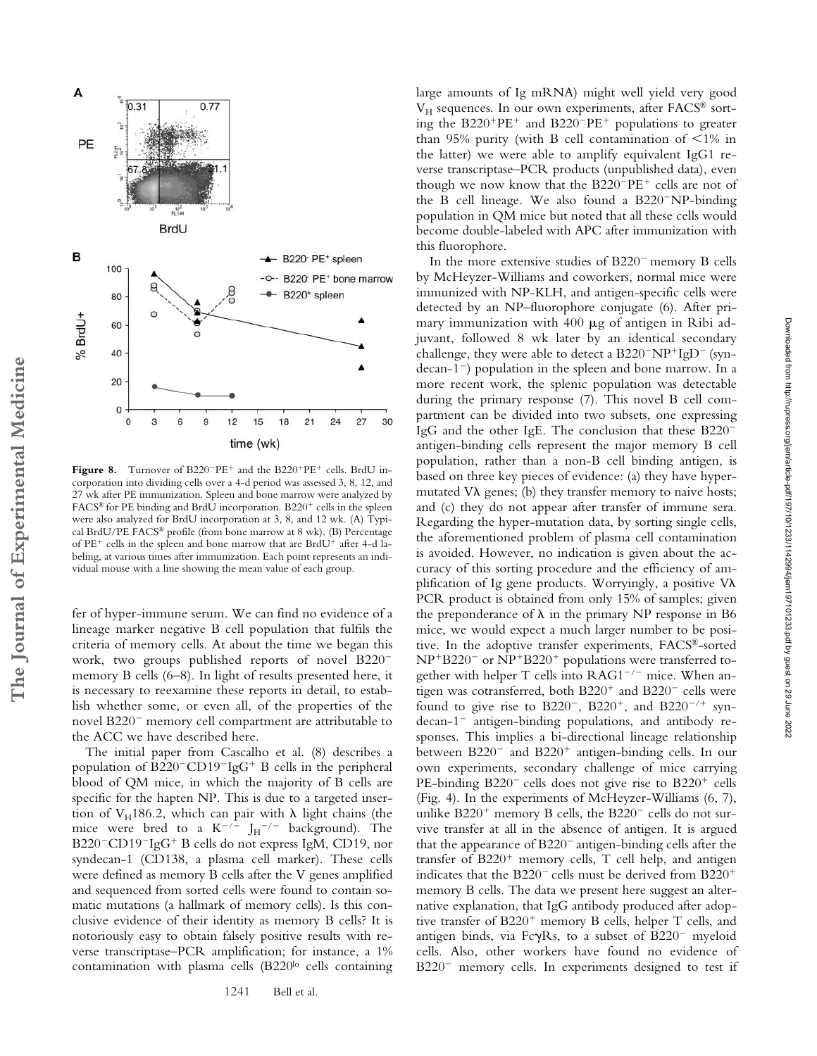**Figure 8.** Turnover of B220⁻PE⁺ and the B220⁺PE⁺ cells. BrdU incorporation into dividing cells over a 4-d period was assessed 3, 8, 12, and 27 wk after PE immunization. Spleen and bone marrow were analyzed by FACS® for PE binding and BrdU incorporation. B220⁺ cells in the spleen were also analyzed for BrdU incorporation at 3, 8, and 12 wk. (A) Typical BrdU/PE FACS® profile (from bone marrow at 8 wk). (B) Percentage of PE⁺ cells in the spleen and bone marrow that are BrdU⁺ after 4-d labeling, at various times after immunization. Each point represents an individual mouse with a line showing the mean value of each group.

fer of hyper-immune serum. We can find no evidence of a lineage marker negative B cell population that fulfils the criteria of memory cells. At about the time we began this work, two groups published reports of novel B220⁻ memory B cells (6–8). In light of results presented here, it is necessary to reexamine these reports in detail, to establish whether some, or even all, of the properties of the novel B220⁻ memory cell compartment are attributable to the ACC we have described here.

The initial paper from Cascalho et al. (8) describes a population of B220⁻CD19⁻IgG⁺ B cells in the peripheral blood of QM mice, in which the majority of B cells are specific for the hapten NP. This is due to a targeted insertion of $V_H$186.2, which can pair with λ light chains (the mice were bred to a $K^{-/-}$ $J_H^{-/-}$ background). The B220⁻CD19⁻IgG⁺ B cells do not express IgM, CD19, nor syndecan-1 (CD138, a plasma cell marker). These cells were defined as memory B cells after the V genes amplified and sequenced from sorted cells were found to contain somatic mutations (a hallmark of memory cells). Is this conclusive evidence of their identity as memory B cells? It is notoriously easy to obtain falsely positive results with reverse transcriptase–PCR amplification; for instance, a 1% contamination with plasma cells (B220$^{lo}$ cells containing large amounts of Ig mRNA) might well yield very good $V_H$ sequences. In our own experiments, after FACS® sorting the B220⁺PE⁺ and B220⁻PE⁺ populations to greater than 95% purity (with B cell contamination of <1% in the latter) we were able to amplify equivalent IgG1 reverse transcriptase–PCR products (unpublished data), even though we now know that the B220⁻PE⁺ cells are not of the B cell lineage. We also found a B220⁻NP-binding population in QM mice but noted that all these cells would become double-labeled with APC after immunization with this fluorophore.

In the more extensive studies of B220⁻ memory B cells by McHeyzer-Williams and coworkers, normal mice were immunized with NP-KLH, and antigen-specific cells were detected by an NP–fluorophore conjugate (6). After primary immunization with 400 μg of antigen in Ribi adjuvant, followed 8 wk later by an identical secondary challenge, they were able to detect a B220⁻NP⁺IgD⁻ (syndecan-1⁻) population in the spleen and bone marrow. In a more recent work, the splenic population was detectable during the primary response (7). This novel B cell compartment can be divided into two subsets, one expressing IgG and the other IgE. The conclusion that these B220⁻ antigen-binding cells represent the major memory B cell population, rather than a non-B cell binding antigen, is based on three key pieces of evidence: (a) they have hypermutated Vλ genes; (b) they transfer memory to naive hosts; and (c) they do not appear after transfer of immune sera. Regarding the hyper-mutation data, by sorting single cells, the aforementioned problem of plasma cell contamination is avoided. However, no indication is given about the accuracy of this sorting procedure and the efficiency of amplification of Ig gene products. Worryingly, a positive Vλ PCR product is obtained from only 15% of samples; given the preponderance of λ in the primary NP response in B6 mice, we would expect a much larger number to be positive. In the adoptive transfer experiments, FACS®-sorted NP⁺B220⁻ or NP⁺B220⁺ populations were transferred together with helper T cells into RAG1⁻/⁻ mice. When antigen was cotransferred, both B220⁺ and B220⁻ cells were found to give rise to B220⁻, B220⁺, and B220⁻/⁺ syndecan-1⁻ antigen-binding populations, and antibody responses. This implies a bi-directional lineage relationship between B220⁻ and B220⁺ antigen-binding cells. In our own experiments, secondary challenge of mice carrying PE-binding B220⁻ cells does not give rise to B220⁺ cells (Fig. 4). In the experiments of McHeyzer-Williams (6, 7), unlike B220⁺ memory B cells, the B220⁻ cells do not survive transfer at all in the absence of antigen. It is argued that the appearance of B220⁻ antigen-binding cells after the transfer of B220⁺ memory cells, T cell help, and antigen indicates that the B220⁻ cells must be derived from B220⁺ memory B cells. The data we present here suggest an alternative explanation, that IgG antibody produced after adoptive transfer of B220⁺ memory B cells, helper T cells, and antigen binds, via FcγRs, to a subset of B220⁻ myeloid cells. Also, other workers have found no evidence of B220⁻ memory cells. In experiments designed to test if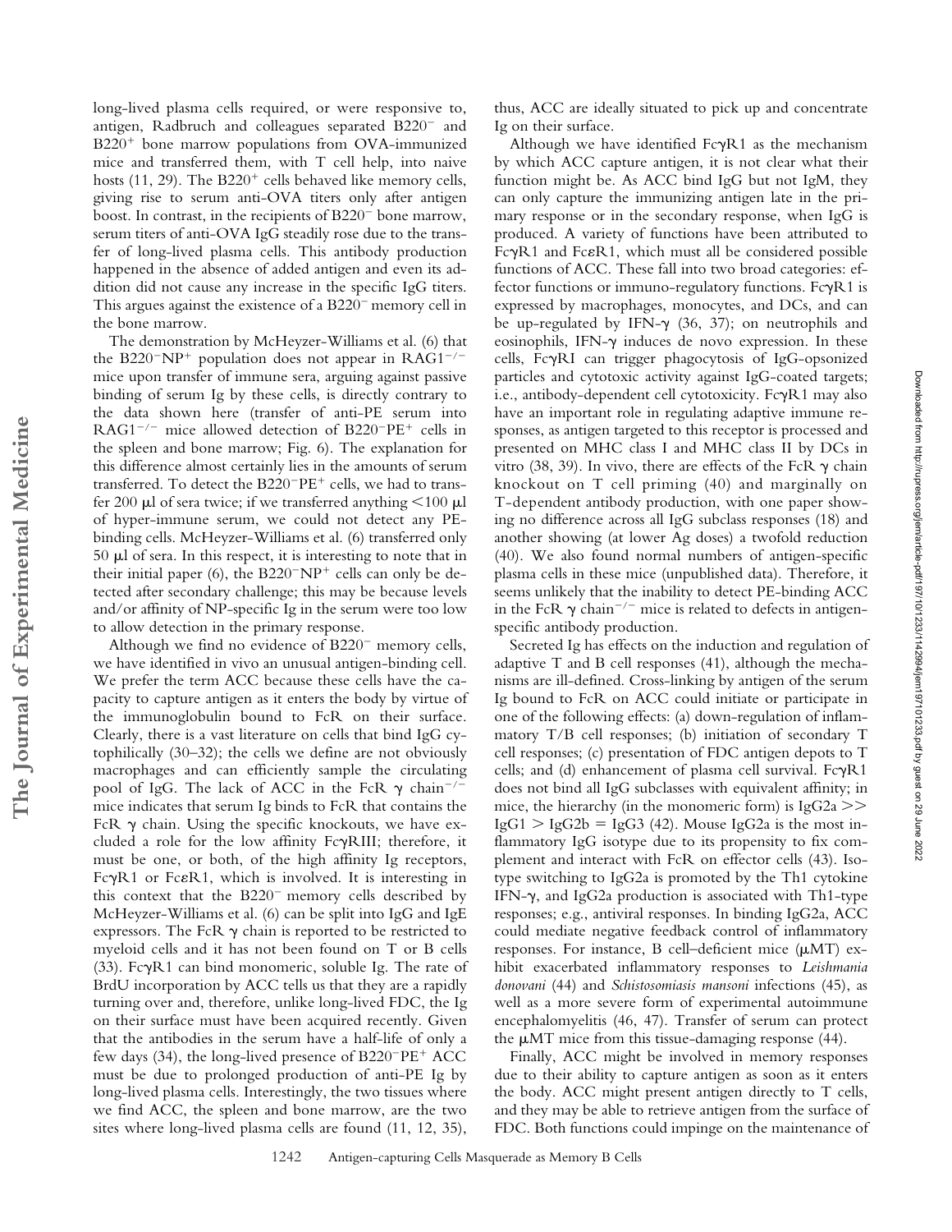long-lived plasma cells required, or were responsive to, antigen, Radbruch and colleagues separated B220$^-$ and B220$^+$ bone marrow populations from OVA-immunized mice and transferred them, with T cell help, into naive hosts (11, 29). The B220$^+$ cells behaved like memory cells, giving rise to serum anti-OVA titers only after antigen boost. In contrast, in the recipients of B220$^-$ bone marrow, serum titers of anti-OVA IgG steadily rose due to the transfer of long-lived plasma cells. This antibody production happened in the absence of added antigen and even its addition did not cause any increase in the specific IgG titers. This argues against the existence of a B220$^-$ memory cell in the bone marrow.

The demonstration by McHeyzer-Williams et al. (6) that the B220$^-$NP$^+$ population does not appear in RAG1$^{-/-}$ mice upon transfer of immune sera, arguing against passive binding of serum Ig by these cells, is directly contrary to the data shown here (transfer of anti-PE serum into RAG1$^{-/-}$ mice allowed detection of B220$^-$PE$^+$ cells in the spleen and bone marrow; Fig. 6). The explanation for this difference almost certainly lies in the amounts of serum transferred. To detect the B220$^-$PE$^+$ cells, we had to transfer 200 μl of sera twice; if we transferred anything <100 μl of hyper-immune serum, we could not detect any PE-binding cells. McHeyzer-Williams et al. (6) transferred only 50 μl of sera. In this respect, it is interesting to note that in their initial paper (6), the B220$^-$NP$^+$ cells can only be detected after secondary challenge; this may be because levels and/or affinity of NP-specific Ig in the serum were too low to allow detection in the primary response.

Although we find no evidence of B220$^-$ memory cells, we have identified in vivo an unusual antigen-binding cell. We prefer the term ACC because these cells have the capacity to capture antigen as it enters the body by virtue of the immunoglobulin bound to FcR on their surface. Clearly, there is a vast literature on cells that bind IgG cytophilically (30–32); the cells we define are not obviously macrophages and can efficiently sample the circulating pool of IgG. The lack of ACC in the FcR γ chain$^{-/-}$ mice indicates that serum Ig binds to FcR that contains the FcR γ chain. Using the specific knockouts, we have excluded a role for the low affinity FcγRIII; therefore, it must be one, or both, of the high affinity Ig receptors, FcγR1 or FcεR1, which is involved. It is interesting in this context that the B220$^-$ memory cells described by McHeyzer-Williams et al. (6) can be split into IgG and IgE expressors. The FcR γ chain is reported to be restricted to myeloid cells and it has not been found on T or B cells (33). FcγR1 can bind monomeric, soluble Ig. The rate of BrdU incorporation by ACC tells us that they are a rapidly turning over and, therefore, unlike long-lived FDC, the Ig on their surface must have been acquired recently. Given that the antibodies in the serum have a half-life of only a few days (34), the long-lived presence of B220$^-$PE$^+$ ACC must be due to prolonged production of anti-PE Ig by long-lived plasma cells. Interestingly, the two tissues where we find ACC, the spleen and bone marrow, are the two sites where long-lived plasma cells are found (11, 12, 35), thus, ACC are ideally situated to pick up and concentrate Ig on their surface.

Although we have identified FcγR1 as the mechanism by which ACC capture antigen, it is not clear what their function might be. As ACC bind IgG but not IgM, they can only capture the immunizing antigen late in the primary response or in the secondary response, when IgG is produced. A variety of functions have been attributed to FcγR1 and FcεR1, which must all be considered possible functions of ACC. These fall into two broad categories: effector functions or immuno-regulatory functions. FcγR1 is expressed by macrophages, monocytes, and DCs, and can be up-regulated by IFN-γ (36, 37); on neutrophils and eosinophils, IFN-γ induces de novo expression. In these cells, FcγRI can trigger phagocytosis of IgG-opsonized particles and cytotoxic activity against IgG-coated targets; i.e., antibody-dependent cell cytotoxicity. FcγR1 may also have an important role in regulating adaptive immune responses, as antigen targeted to this receptor is processed and presented on MHC class I and MHC class II by DCs in vitro (38, 39). In vivo, there are effects of the FcR γ chain knockout on T cell priming (40) and marginally on T-dependent antibody production, with one paper showing no difference across all IgG subclass responses (18) and another showing (at lower Ag doses) a twofold reduction (40). We also found normal numbers of antigen-specific plasma cells in these mice (unpublished data). Therefore, it seems unlikely that the inability to detect PE-binding ACC in the FcR γ chain$^{-/-}$ mice is related to defects in antigen-specific antibody production.

Secreted Ig has effects on the induction and regulation of adaptive T and B cell responses (41), although the mechanisms are ill-defined. Cross-linking by antigen of the serum Ig bound to FcR on ACC could initiate or participate in one of the following effects: (a) down-regulation of inflammatory T/B cell responses; (b) initiation of secondary T cell responses; (c) presentation of FDC antigen depots to T cells; and (d) enhancement of plasma cell survival. FcγR1 does not bind all IgG subclasses with equivalent affinity; in mice, the hierarchy (in the monomeric form) is IgG2a >> IgG1 > IgG2b = IgG3 (42). Mouse IgG2a is the most inflammatory IgG isotype due to its propensity to fix complement and interact with FcR on effector cells (43). Isotype switching to IgG2a is promoted by the Th1 cytokine IFN-γ, and IgG2a production is associated with Th1-type responses; e.g., antiviral responses. In binding IgG2a, ACC could mediate negative feedback control of inflammatory responses. For instance, B cell–deficient mice (μMT) exhibit exacerbated inflammatory responses to *Leishmania donovani* (44) and *Schistosomiasis mansoni* infections (45), as well as a more severe form of experimental autoimmune encephalomyelitis (46, 47). Transfer of serum can protect the μMT mice from this tissue-damaging response (44).

Finally, ACC might be involved in memory responses due to their ability to capture antigen as soon as it enters the body. ACC might present antigen directly to T cells, and they may be able to retrieve antigen from the surface of FDC. Both functions could impinge on the maintenance of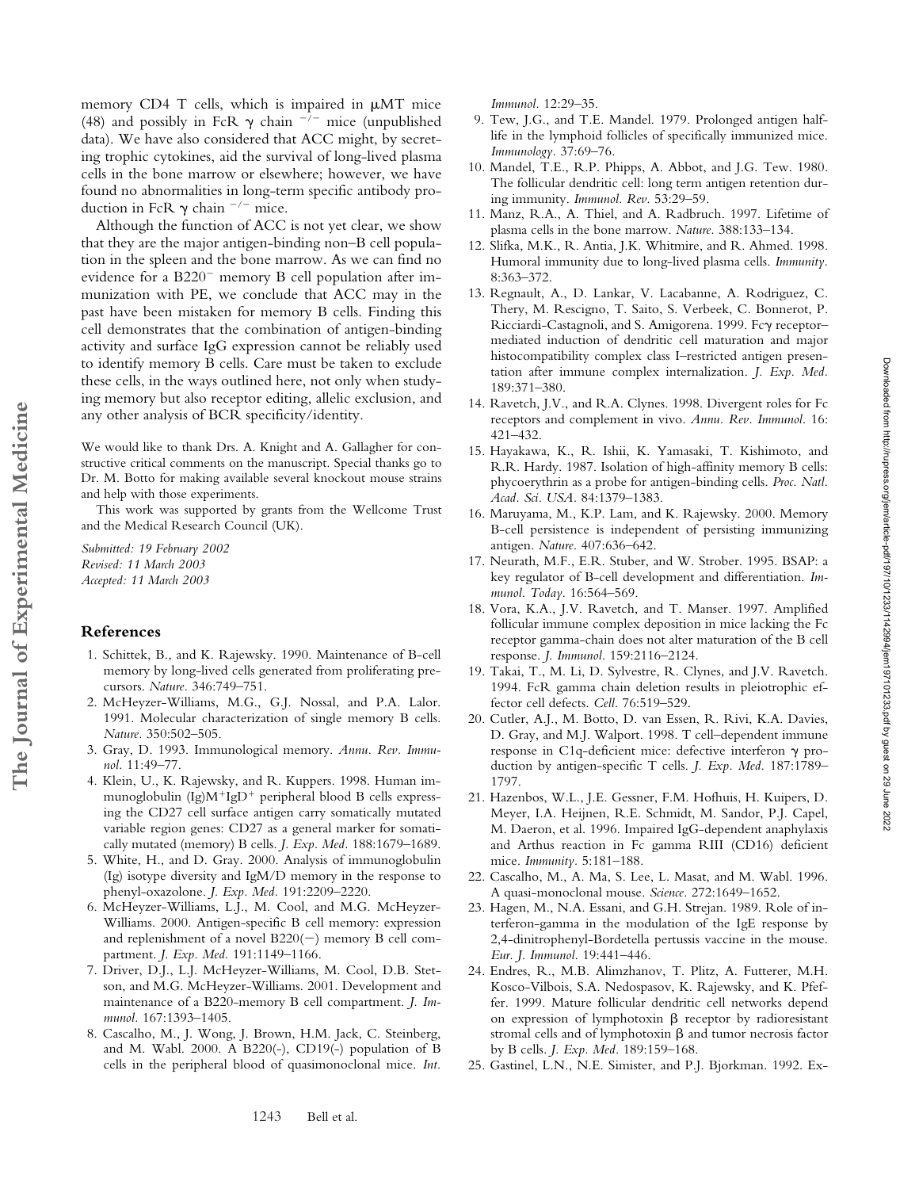memory CD4 T cells, which is impaired in μMT mice (48) and possibly in FcR γ chain $^{-/-}$ mice (unpublished data). We have also considered that ACC might, by secreting trophic cytokines, aid the survival of long-lived plasma cells in the bone marrow or elsewhere; however, we have found no abnormalities in long-term specific antibody production in FcR γ chain $^{-/-}$ mice.

Although the function of ACC is not yet clear, we show that they are the major antigen-binding non–B cell population in the spleen and the bone marrow. As we can find no evidence for a B220$^{-}$ memory B cell population after immunization with PE, we conclude that ACC may in the past have been mistaken for memory B cells. Finding this cell demonstrates that the combination of antigen-binding activity and surface IgG expression cannot be reliably used to identify memory B cells. Care must be taken to exclude these cells, in the ways outlined here, not only when studying memory but also receptor editing, allelic exclusion, and any other analysis of BCR specificity/identity.

We would like to thank Drs. A. Knight and A. Gallagher for constructive critical comments on the manuscript. Special thanks go to Dr. M. Botto for making available several knockout mouse strains and help with those experiments.

This work was supported by grants from the Wellcome Trust and the Medical Research Council (UK).

*Submitted: 19 February 2002*
*Revised: 11 March 2003*
*Accepted: 11 March 2003*

## References

1. Schittek, B., and K. Rajewsky. 1990. Maintenance of B-cell memory by long-lived cells generated from proliferating precursors. *Nature.* 346:749–751.
2. McHeyzer-Williams, M.G., G.J. Nossal, and P.A. Lalor. 1991. Molecular characterization of single memory B cells. *Nature.* 350:502–505.
3. Gray, D. 1993. Immunological memory. *Annu. Rev. Immunol.* 11:49–77.
4. Klein, U., K. Rajewsky, and R. Kuppers. 1998. Human immunoglobulin (Ig)M$^{+}$IgD$^{+}$ peripheral blood B cells expressing the CD27 cell surface antigen carry somatically mutated variable region genes: CD27 as a general marker for somatically mutated (memory) B cells. *J. Exp. Med.* 188:1679–1689.
5. White, H., and D. Gray. 2000. Analysis of immunoglobulin (Ig) isotype diversity and IgM/D memory in the response to phenyl-oxazolone. *J. Exp. Med.* 191:2209–2220.
6. McHeyzer-Williams, L.J., M. Cool, and M.G. McHeyzer-Williams. 2000. Antigen-specific B cell memory: expression and replenishment of a novel B220(−) memory B cell compartment. *J. Exp. Med.* 191:1149–1166.
7. Driver, D.J., L.J. McHeyzer-Williams, M. Cool, D.B. Stetson, and M.G. McHeyzer-Williams. 2001. Development and maintenance of a B220-memory B cell compartment. *J. Immunol.* 167:1393–1405.
8. Cascalho, M., J. Wong, J. Brown, H.M. Jack, C. Steinberg, and M. Wabl. 2000. A B220(-), CD19(-) population of B cells in the peripheral blood of quasimonoclonal mice. *Int. Immunol.* 12:29–35.
9. Tew, J.G., and T.E. Mandel. 1979. Prolonged antigen half-life in the lymphoid follicles of specifically immunized mice. *Immunology.* 37:69–76.
10. Mandel, T.E., R.P. Phipps, A. Abbot, and J.G. Tew. 1980. The follicular dendritic cell: long term antigen retention during immunity. *Immunol. Rev.* 53:29–59.
11. Manz, R.A., A. Thiel, and A. Radbruch. 1997. Lifetime of plasma cells in the bone marrow. *Nature.* 388:133–134.
12. Slifka, M.K., R. Antia, J.K. Whitmire, and R. Ahmed. 1998. Humoral immunity due to long-lived plasma cells. *Immunity.* 8:363–372.
13. Regnault, A., D. Lankar, V. Lacabanne, A. Rodriguez, C. Thery, M. Rescigno, T. Saito, S. Verbeek, C. Bonnerot, P. Ricciardi-Castagnoli, and S. Amigorena. 1999. Fcγ receptor–mediated induction of dendritic cell maturation and major histocompatibility complex class I–restricted antigen presentation after immune complex internalization. *J. Exp. Med.* 189:371–380.
14. Ravetch, J.V., and R.A. Clynes. 1998. Divergent roles for Fc receptors and complement in vivo. *Annu. Rev. Immunol.* 16: 421–432.
15. Hayakawa, K., R. Ishii, K. Yamasaki, T. Kishimoto, and R.R. Hardy. 1987. Isolation of high-affinity memory B cells: phycoerythrin as a probe for antigen-binding cells. *Proc. Natl. Acad. Sci. USA.* 84:1379–1383.
16. Maruyama, M., K.P. Lam, and K. Rajewsky. 2000. Memory B-cell persistence is independent of persisting immunizing antigen. *Nature.* 407:636–642.
17. Neurath, M.F., E.R. Stuber, and W. Strober. 1995. BSAP: a key regulator of B-cell development and differentiation. *Immunol. Today.* 16:564–569.
18. Vora, K.A., J.V. Ravetch, and T. Manser. 1997. Amplified follicular immune complex deposition in mice lacking the Fc receptor gamma-chain does not alter maturation of the B cell response. *J. Immunol.* 159:2116–2124.
19. Takai, T., M. Li, D. Sylvestre, R. Clynes, and J.V. Ravetch. 1994. FcR gamma chain deletion results in pleiotrophic effector cell defects. *Cell.* 76:519–529.
20. Cutler, A.J., M. Botto, D. van Essen, R. Rivi, K.A. Davies, D. Gray, and M.J. Walport. 1998. T cell–dependent immune response in C1q-deficient mice: defective interferon γ production by antigen-specific T cells. *J. Exp. Med.* 187:1789–1797.
21. Hazenbos, W.L., J.E. Gessner, F.M. Hofhuis, H. Kuipers, D. Meyer, I.A. Heijnen, R.E. Schmidt, M. Sandor, P.J. Capel, M. Daeron, et al. 1996. Impaired IgG-dependent anaphylaxis and Arthus reaction in Fc gamma RIII (CD16) deficient mice. *Immunity.* 5:181–188.
22. Cascalho, M., A. Ma, S. Lee, L. Masat, and M. Wabl. 1996. A quasi-monoclonal mouse. *Science.* 272:1649–1652.
23. Hagen, M., N.A. Essani, and G.H. Strejan. 1989. Role of interferon-gamma in the modulation of the IgE response by 2,4-dinitrophenyl-Bordetella pertussis vaccine in the mouse. *Eur. J. Immunol.* 19:441–446.
24. Endres, R., M.B. Alimzhanov, T. Plitz, A. Futterer, M.H. Kosco-Vilbois, S.A. Nedospasov, K. Rajewsky, and K. Pfeffer. 1999. Mature follicular dendritic cell networks depend on expression of lymphotoxin β receptor by radioresistant stromal cells and of lymphotoxin β and tumor necrosis factor by B cells. *J. Exp. Med.* 189:159–168.
25. Gastinel, L.N., N.E. Simister, and P.J. Bjorkman. 1992. Ex-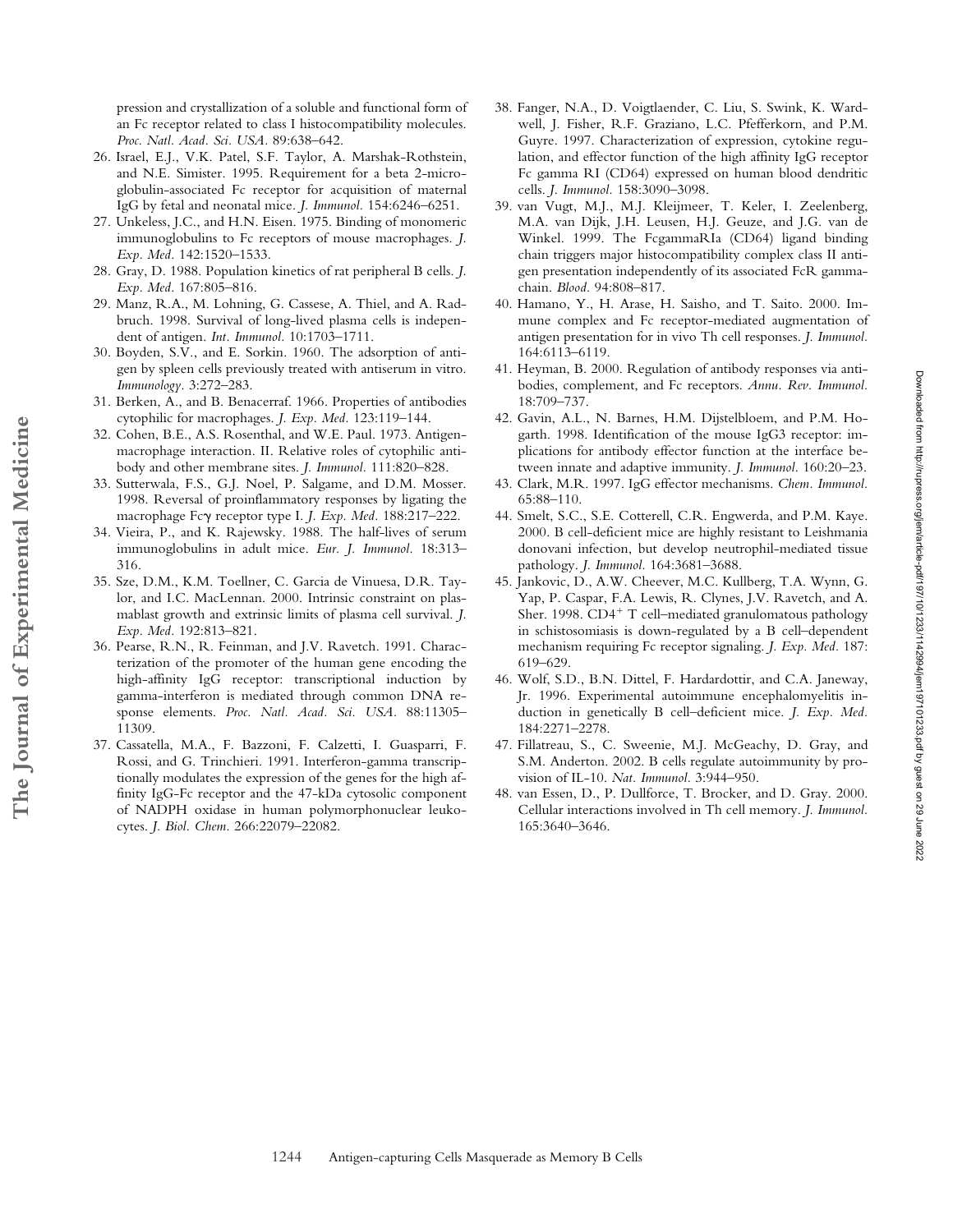pression and crystallization of a soluble and functional form of an Fc receptor related to class I histocompatibility molecules. *Proc. Natl. Acad. Sci. USA.* 89:638–642.

26. Israel, E.J., V.K. Patel, S.F. Taylor, A. Marshak-Rothstein, and N.E. Simister. 1995. Requirement for a beta 2-microglobulin-associated Fc receptor for acquisition of maternal IgG by fetal and neonatal mice. *J. Immunol.* 154:6246–6251.
27. Unkeless, J.C., and H.N. Eisen. 1975. Binding of monomeric immunoglobulins to Fc receptors of mouse macrophages. *J. Exp. Med.* 142:1520–1533.
28. Gray, D. 1988. Population kinetics of rat peripheral B cells. *J. Exp. Med.* 167:805–816.
29. Manz, R.A., M. Lohning, G. Cassese, A. Thiel, and A. Radbruch. 1998. Survival of long-lived plasma cells is independent of antigen. *Int. Immunol.* 10:1703–1711.
30. Boyden, S.V., and E. Sorkin. 1960. The adsorption of antigen by spleen cells previously treated with antiserum in vitro. *Immunology.* 3:272–283.
31. Berken, A., and B. Benacerraf. 1966. Properties of antibodies cytophilic for macrophages. *J. Exp. Med.* 123:119–144.
32. Cohen, B.E., A.S. Rosenthal, and W.E. Paul. 1973. Antigen-macrophage interaction. II. Relative roles of cytophilic antibody and other membrane sites. *J. Immunol.* 111:820–828.
33. Sutterwala, F.S., G.J. Noel, P. Salgame, and D.M. Mosser. 1998. Reversal of proinflammatory responses by ligating the macrophage Fcγ receptor type I. *J. Exp. Med.* 188:217–222.
34. Vieira, P., and K. Rajewsky. 1988. The half-lives of serum immunoglobulins in adult mice. *Eur. J. Immunol.* 18:313–316.
35. Sze, D.M., K.M. Toellner, C. Garcia de Vinuesa, D.R. Taylor, and I.C. MacLennan. 2000. Intrinsic constraint on plasmablast growth and extrinsic limits of plasma cell survival. *J. Exp. Med.* 192:813–821.
36. Pearse, R.N., R. Feinman, and J.V. Ravetch. 1991. Characterization of the promoter of the human gene encoding the high-affinity IgG receptor: transcriptional induction by gamma-interferon is mediated through common DNA response elements. *Proc. Natl. Acad. Sci. USA.* 88:11305–11309.
37. Cassatella, M.A., F. Bazzoni, F. Calzetti, I. Guasparri, F. Rossi, and G. Trinchieri. 1991. Interferon-gamma transcriptionally modulates the expression of the genes for the high affinity IgG-Fc receptor and the 47-kDa cytosolic component of NADPH oxidase in human polymorphonuclear leukocytes. *J. Biol. Chem.* 266:22079–22082.
38. Fanger, N.A., D. Voigtlaender, C. Liu, S. Swink, K. Wardwell, J. Fisher, R.F. Graziano, L.C. Pfefferkorn, and P.M. Guyre. 1997. Characterization of expression, cytokine regulation, and effector function of the high affinity IgG receptor Fc gamma RI (CD64) expressed on human blood dendritic cells. *J. Immunol.* 158:3090–3098.
39. van Vugt, M.J., M.J. Kleijmeer, T. Keler, I. Zeelenberg, M.A. van Dijk, J.H. Leusen, H.J. Geuze, and J.G. van de Winkel. 1999. The FcgammaRIa (CD64) ligand binding chain triggers major histocompatibility complex class II antigen presentation independently of its associated FcR gamma-chain. *Blood.* 94:808–817.
40. Hamano, Y., H. Arase, H. Saisho, and T. Saito. 2000. Immune complex and Fc receptor-mediated augmentation of antigen presentation for in vivo Th cell responses. *J. Immunol.* 164:6113–6119.
41. Heyman, B. 2000. Regulation of antibody responses via antibodies, complement, and Fc receptors. *Annu. Rev. Immunol.* 18:709–737.
42. Gavin, A.L., N. Barnes, H.M. Dijstelbloem, and P.M. Hogarth. 1998. Identification of the mouse IgG3 receptor: implications for antibody effector function at the interface between innate and adaptive immunity. *J. Immunol.* 160:20–23.
43. Clark, M.R. 1997. IgG effector mechanisms. *Chem. Immunol.* 65:88–110.
44. Smelt, S.C., S.E. Cotterell, C.R. Engwerda, and P.M. Kaye. 2000. B cell-deficient mice are highly resistant to Leishmania donovani infection, but develop neutrophil-mediated tissue pathology. *J. Immunol.* 164:3681–3688.
45. Jankovic, D., A.W. Cheever, M.C. Kullberg, T.A. Wynn, G. Yap, P. Caspar, F.A. Lewis, R. Clynes, J.V. Ravetch, and A. Sher. 1998. CD4+ T cell–mediated granulomatous pathology in schistosomiasis is down-regulated by a B cell–dependent mechanism requiring Fc receptor signaling. *J. Exp. Med.* 187:619–629.
46. Wolf, S.D., B.N. Dittel, F. Hardardottir, and C.A. Janeway, Jr. 1996. Experimental autoimmune encephalomyelitis induction in genetically B cell–deficient mice. *J. Exp. Med.* 184:2271–2278.
47. Fillatreau, S., C. Sweenie, M.J. McGeachy, D. Gray, and S.M. Anderton. 2002. B cells regulate autoimmunity by provision of IL-10. *Nat. Immunol.* 3:944–950.
48. van Essen, D., P. Dullforce, T. Brocker, and D. Gray. 2000. Cellular interactions involved in Th cell memory. *J. Immunol.* 165:3640–3646.